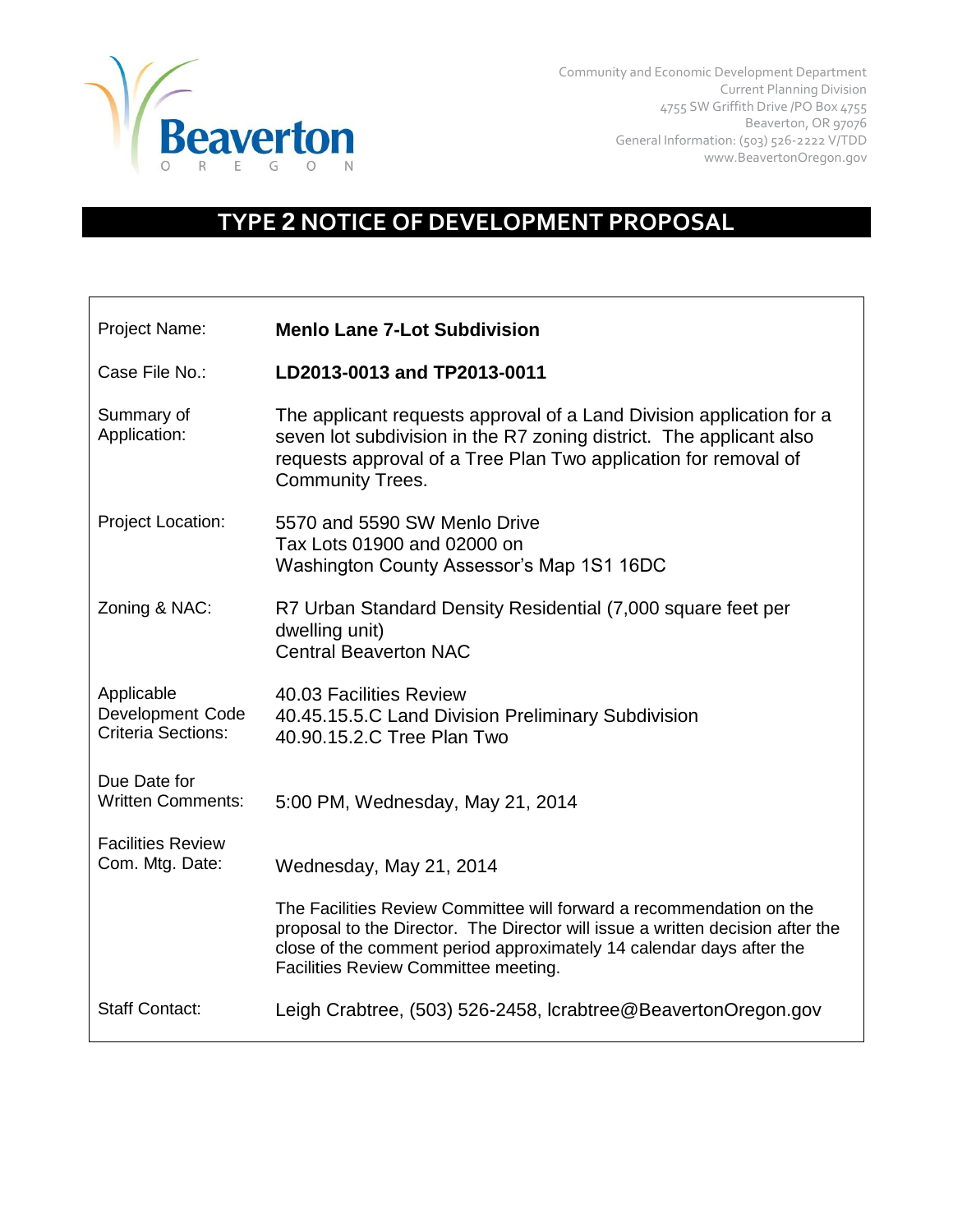Beaverton
OREGON

Community and Economic Development Department
Current Planning Division
4755 SW Griffith Drive /PO Box 4755
Beaverton, OR 97076
General Information: (503) 526-2222 V/TDD
www.BeavertonOregon.gov

# TYPE 2 NOTICE OF DEVELOPMENT PROPOSAL

| | |
|---|---|
| Project Name: | **Menlo Lane 7-Lot Subdivision** |
| Case File No.: | **LD2013-0013 and TP2013-0011** |
| Summary of Application: | The applicant requests approval of a Land Division application for a seven lot subdivision in the R7 zoning district. The applicant also requests approval of a Tree Plan Two application for removal of Community Trees. |
| Project Location: | 5570 and 5590 SW Menlo Drive<br>Tax Lots 01900 and 02000 on<br>Washington County Assessor's Map 1S1 16DC |
| Zoning & NAC: | R7 Urban Standard Density Residential (7,000 square feet per dwelling unit)<br>Central Beaverton NAC |
| Applicable Development Code Criteria Sections: | 40.03 Facilities Review<br>40.45.15.5.C Land Division Preliminary Subdivision<br>40.90.15.2.C Tree Plan Two |
| Due Date for Written Comments: | 5:00 PM, Wednesday, May 21, 2014 |
| Facilities Review Com. Mtg. Date: | Wednesday, May 21, 2014 |
| | The Facilities Review Committee will forward a recommendation on the proposal to the Director. The Director will issue a written decision after the close of the comment period approximately 14 calendar days after the Facilities Review Committee meeting. |
| Staff Contact: | Leigh Crabtree, (503) 526-2458, lcrabtree@BeavertonOregon.gov |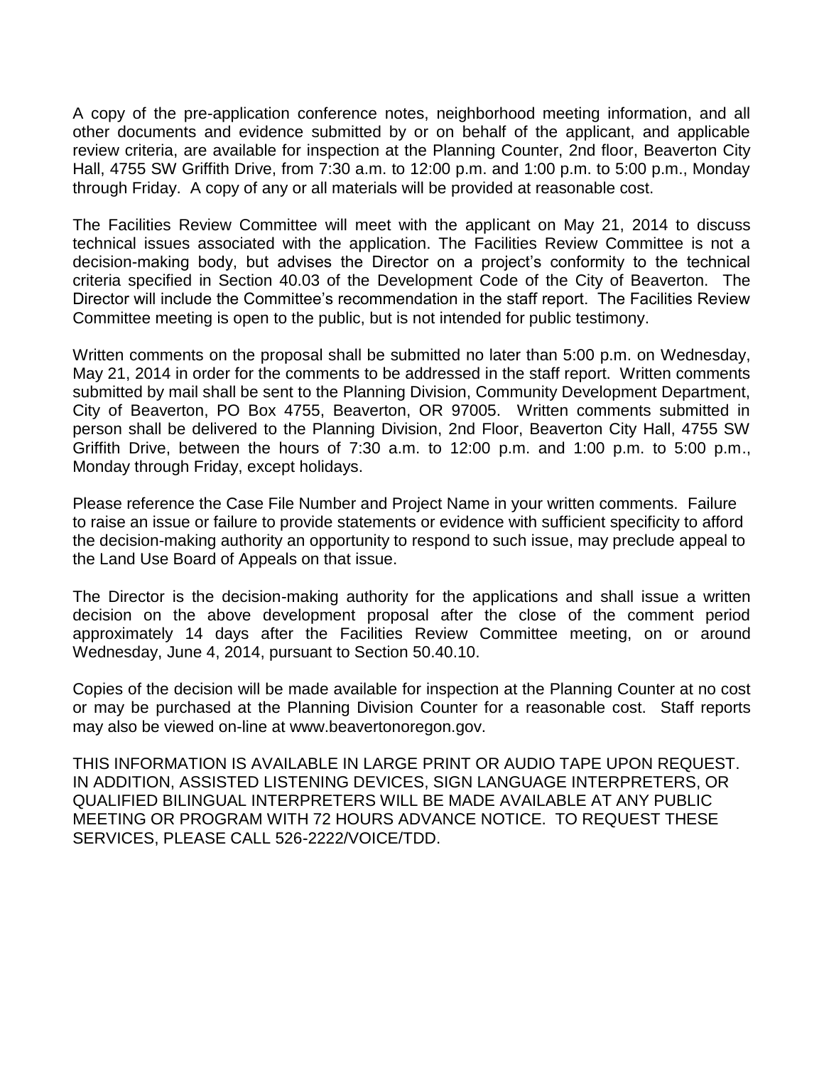A copy of the pre-application conference notes, neighborhood meeting information, and all other documents and evidence submitted by or on behalf of the applicant, and applicable review criteria, are available for inspection at the Planning Counter, 2nd floor, Beaverton City Hall, 4755 SW Griffith Drive, from 7:30 a.m. to 12:00 p.m. and 1:00 p.m. to 5:00 p.m., Monday through Friday. A copy of any or all materials will be provided at reasonable cost.

The Facilities Review Committee will meet with the applicant on May 21, 2014 to discuss technical issues associated with the application. The Facilities Review Committee is not a decision-making body, but advises the Director on a project's conformity to the technical criteria specified in Section 40.03 of the Development Code of the City of Beaverton. The Director will include the Committee's recommendation in the staff report. The Facilities Review Committee meeting is open to the public, but is not intended for public testimony.

Written comments on the proposal shall be submitted no later than 5:00 p.m. on Wednesday, May 21, 2014 in order for the comments to be addressed in the staff report. Written comments submitted by mail shall be sent to the Planning Division, Community Development Department, City of Beaverton, PO Box 4755, Beaverton, OR 97005. Written comments submitted in person shall be delivered to the Planning Division, 2nd Floor, Beaverton City Hall, 4755 SW Griffith Drive, between the hours of 7:30 a.m. to 12:00 p.m. and 1:00 p.m. to 5:00 p.m., Monday through Friday, except holidays.

Please reference the Case File Number and Project Name in your written comments. Failure to raise an issue or failure to provide statements or evidence with sufficient specificity to afford the decision-making authority an opportunity to respond to such issue, may preclude appeal to the Land Use Board of Appeals on that issue.

The Director is the decision-making authority for the applications and shall issue a written decision on the above development proposal after the close of the comment period approximately 14 days after the Facilities Review Committee meeting, on or around Wednesday, June 4, 2014, pursuant to Section 50.40.10.

Copies of the decision will be made available for inspection at the Planning Counter at no cost or may be purchased at the Planning Division Counter for a reasonable cost. Staff reports may also be viewed on-line at www.beavertonoregon.gov.

THIS INFORMATION IS AVAILABLE IN LARGE PRINT OR AUDIO TAPE UPON REQUEST. IN ADDITION, ASSISTED LISTENING DEVICES, SIGN LANGUAGE INTERPRETERS, OR QUALIFIED BILINGUAL INTERPRETERS WILL BE MADE AVAILABLE AT ANY PUBLIC MEETING OR PROGRAM WITH 72 HOURS ADVANCE NOTICE. TO REQUEST THESE SERVICES, PLEASE CALL 526-2222/VOICE/TDD.